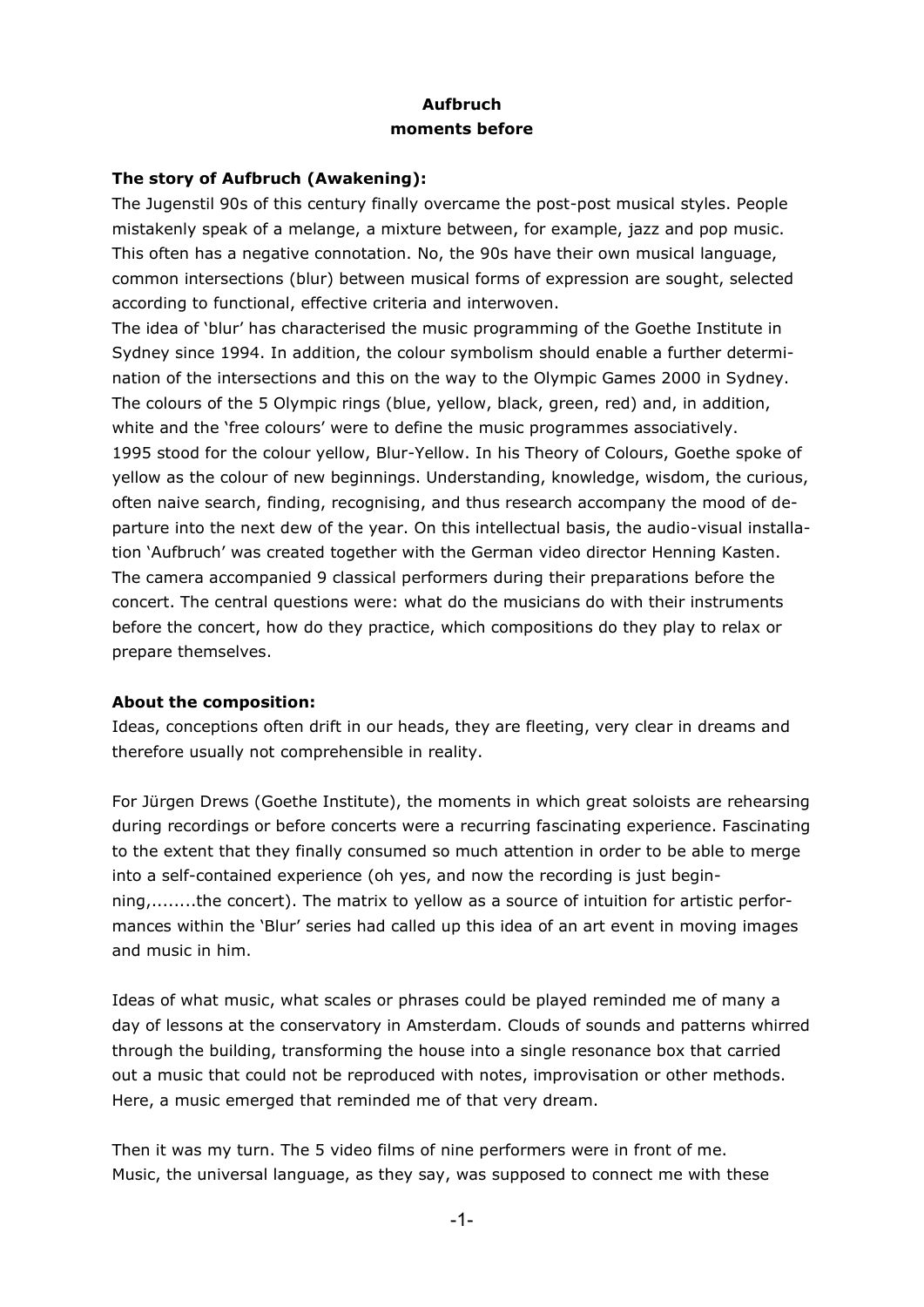**Aufbruch**
**moments before**

**The story of Aufbruch (Awakening):**

The Jugenstil 90s of this century finally overcame the post-post musical styles. People mistakenly speak of a melange, a mixture between, for example, jazz and pop music. This often has a negative connotation. No, the 90s have their own musical language, common intersections (blur) between musical forms of expression are sought, selected according to functional, effective criteria and interwoven.

The idea of 'blur' has characterised the music programming of the Goethe Institute in Sydney since 1994. In addition, the colour symbolism should enable a further determination of the intersections and this on the way to the Olympic Games 2000 in Sydney. The colours of the 5 Olympic rings (blue, yellow, black, green, red) and, in addition, white and the 'free colours' were to define the music programmes associatively.

1995 stood for the colour yellow, Blur-Yellow. In his Theory of Colours, Goethe spoke of yellow as the colour of new beginnings. Understanding, knowledge, wisdom, the curious, often naive search, finding, recognising, and thus research accompany the mood of departure into the next dew of the year. On this intellectual basis, the audio-visual installation 'Aufbruch' was created together with the German video director Henning Kasten. The camera accompanied 9 classical performers during their preparations before the concert. The central questions were: what do the musicians do with their instruments before the concert, how do they practice, which compositions do they play to relax or prepare themselves.

**About the composition:**

Ideas, conceptions often drift in our heads, they are fleeting, very clear in dreams and therefore usually not comprehensible in reality.

For Jürgen Drews (Goethe Institute), the moments in which great soloists are rehearsing during recordings or before concerts were a recurring fascinating experience. Fascinating to the extent that they finally consumed so much attention in order to be able to merge into a self-contained experience (oh yes, and now the recording is just beginning,........the concert). The matrix to yellow as a source of intuition for artistic performances within the 'Blur' series had called up this idea of an art event in moving images and music in him.

Ideas of what music, what scales or phrases could be played reminded me of many a day of lessons at the conservatory in Amsterdam. Clouds of sounds and patterns whirred through the building, transforming the house into a single resonance box that carried out a music that could not be reproduced with notes, improvisation or other methods. Here, a music emerged that reminded me of that very dream.

Then it was my turn. The 5 video films of nine performers were in front of me. Music, the universal language, as they say, was supposed to connect me with these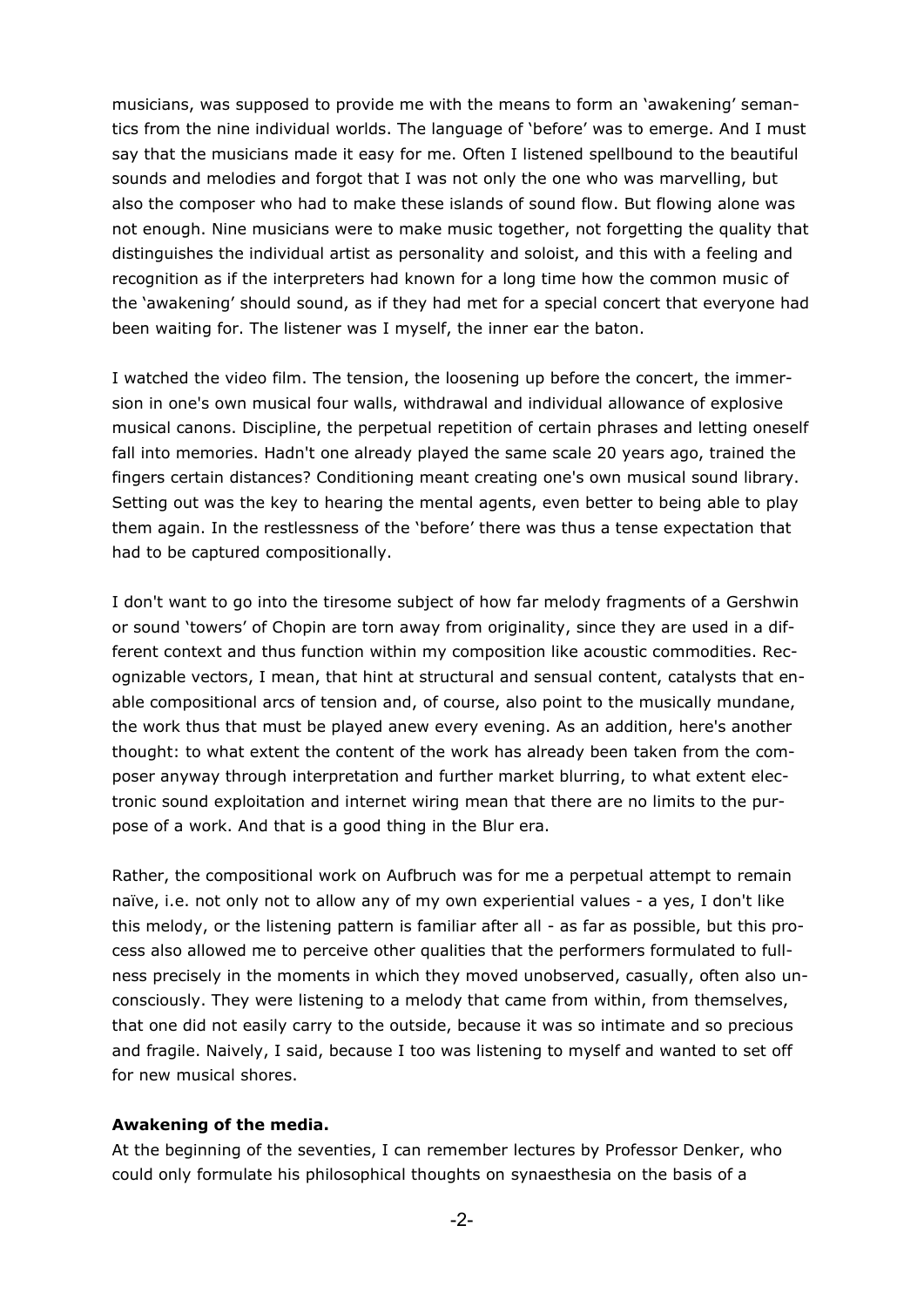musicians, was supposed to provide me with the means to form an 'awakening' semantics from the nine individual worlds. The language of 'before' was to emerge. And I must say that the musicians made it easy for me. Often I listened spellbound to the beautiful sounds and melodies and forgot that I was not only the one who was marvelling, but also the composer who had to make these islands of sound flow. But flowing alone was not enough. Nine musicians were to make music together, not forgetting the quality that distinguishes the individual artist as personality and soloist, and this with a feeling and recognition as if the interpreters had known for a long time how the common music of the 'awakening' should sound, as if they had met for a special concert that everyone had been waiting for. The listener was I myself, the inner ear the baton.

I watched the video film. The tension, the loosening up before the concert, the immersion in one's own musical four walls, withdrawal and individual allowance of explosive musical canons. Discipline, the perpetual repetition of certain phrases and letting oneself fall into memories. Hadn't one already played the same scale 20 years ago, trained the fingers certain distances? Conditioning meant creating one's own musical sound library. Setting out was the key to hearing the mental agents, even better to being able to play them again. In the restlessness of the 'before' there was thus a tense expectation that had to be captured compositionally.

I don't want to go into the tiresome subject of how far melody fragments of a Gershwin or sound 'towers' of Chopin are torn away from originality, since they are used in a different context and thus function within my composition like acoustic commodities. Recognizable vectors, I mean, that hint at structural and sensual content, catalysts that enable compositional arcs of tension and, of course, also point to the musically mundane, the work thus that must be played anew every evening. As an addition, here's another thought: to what extent the content of the work has already been taken from the composer anyway through interpretation and further market blurring, to what extent electronic sound exploitation and internet wiring mean that there are no limits to the purpose of a work. And that is a good thing in the Blur era.

Rather, the compositional work on Aufbruch was for me a perpetual attempt to remain naïve, i.e. not only not to allow any of my own experiential values - a yes, I don't like this melody, or the listening pattern is familiar after all - as far as possible, but this process also allowed me to perceive other qualities that the performers formulated to fullness precisely in the moments in which they moved unobserved, casually, often also unconsciously. They were listening to a melody that came from within, from themselves, that one did not easily carry to the outside, because it was so intimate and so precious and fragile. Naively, I said, because I too was listening to myself and wanted to set off for new musical shores.

**Awakening of the media.**

At the beginning of the seventies, I can remember lectures by Professor Denker, who could only formulate his philosophical thoughts on synaesthesia on the basis of a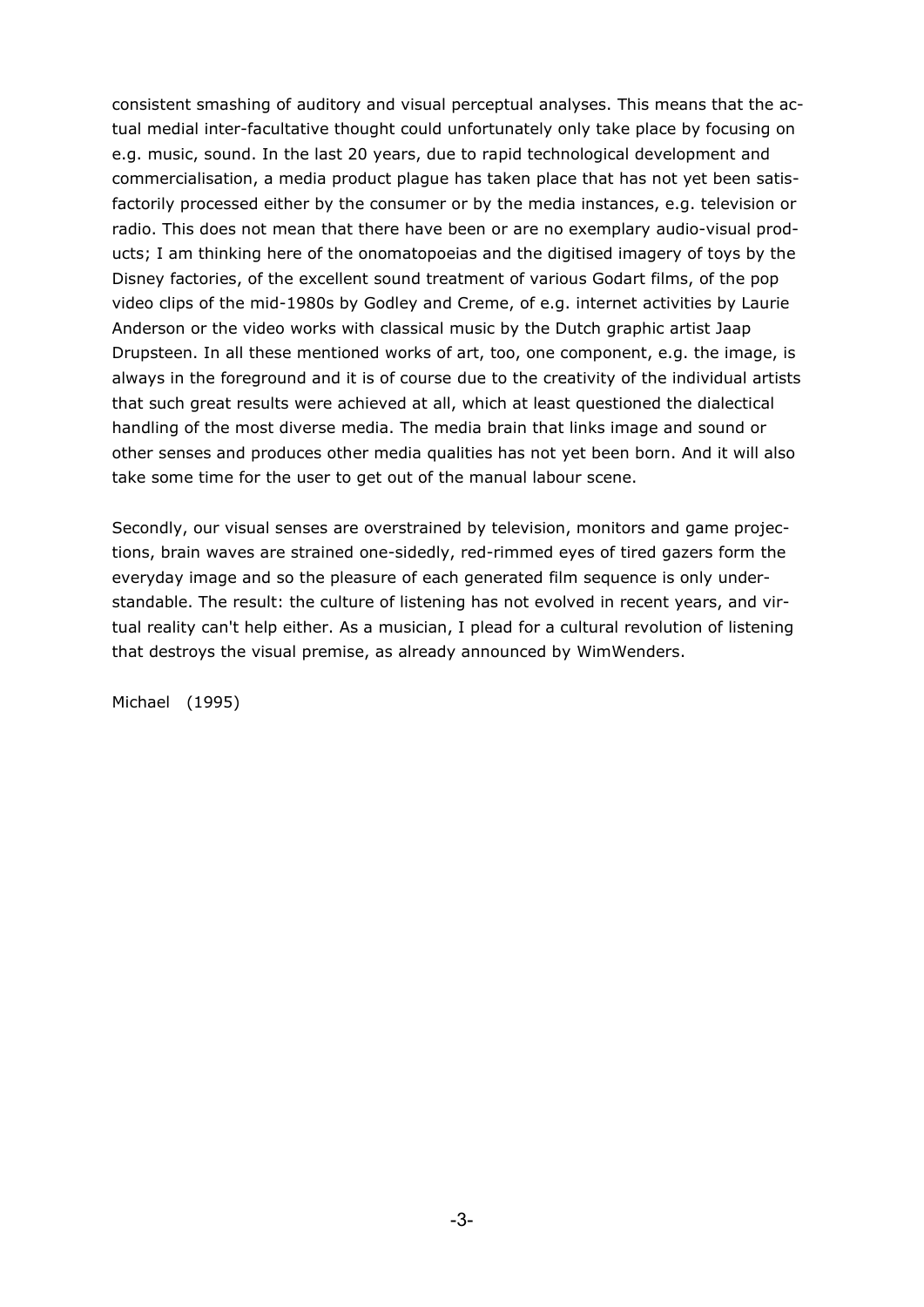consistent smashing of auditory and visual perceptual analyses. This means that the actual medial inter-facultative thought could unfortunately only take place by focusing on e.g. music, sound. In the last 20 years, due to rapid technological development and commercialisation, a media product plague has taken place that has not yet been satisfactorily processed either by the consumer or by the media instances, e.g. television or radio. This does not mean that there have been or are no exemplary audio-visual products; I am thinking here of the onomatopoeias and the digitised imagery of toys by the Disney factories, of the excellent sound treatment of various Godart films, of the pop video clips of the mid-1980s by Godley and Creme, of e.g. internet activities by Laurie Anderson or the video works with classical music by the Dutch graphic artist Jaap Drupsteen. In all these mentioned works of art, too, one component, e.g. the image, is always in the foreground and it is of course due to the creativity of the individual artists that such great results were achieved at all, which at least questioned the dialectical handling of the most diverse media. The media brain that links image and sound or other senses and produces other media qualities has not yet been born. And it will also take some time for the user to get out of the manual labour scene.

Secondly, our visual senses are overstrained by television, monitors and game projections, brain waves are strained one-sidedly, red-rimmed eyes of tired gazers form the everyday image and so the pleasure of each generated film sequence is only understandable. The result: the culture of listening has not evolved in recent years, and virtual reality can't help either. As a musician, I plead for a cultural revolution of listening that destroys the visual premise, as already announced by WimWenders.

Michael (1995)